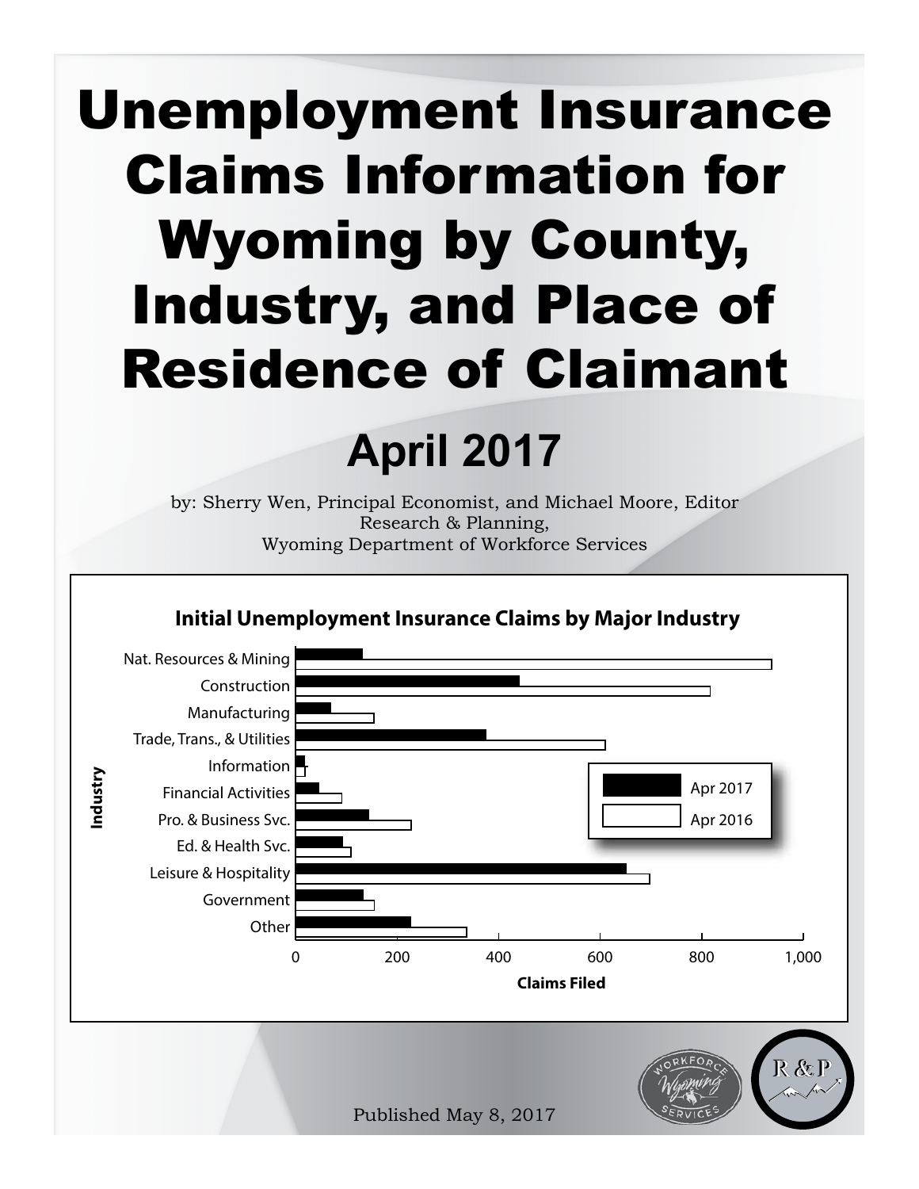# Unemployment Insurance Claims Information for Wyoming by County, Industry, and Place of Residence of Claimant

## April 2017

by: Sherry Wen, Principal Economist, and Michael Moore, Editor
Research & Planning,
Wyoming Department of Workforce Services

**Initial Unemployment Insurance Claims by Major Industry**

Industry: Nat. Resources & Mining; Construction; Manufacturing; Trade, Trans., & Utilities; Information; Financial Activities; Pro. & Business Svc.; Ed. & Health Svc.; Leisure & Hospitality; Government; Other

Claims Filed: 0, 200, 400, 600, 800, 1,000

Legend: Apr 2017; Apr 2016

Published May 8, 2017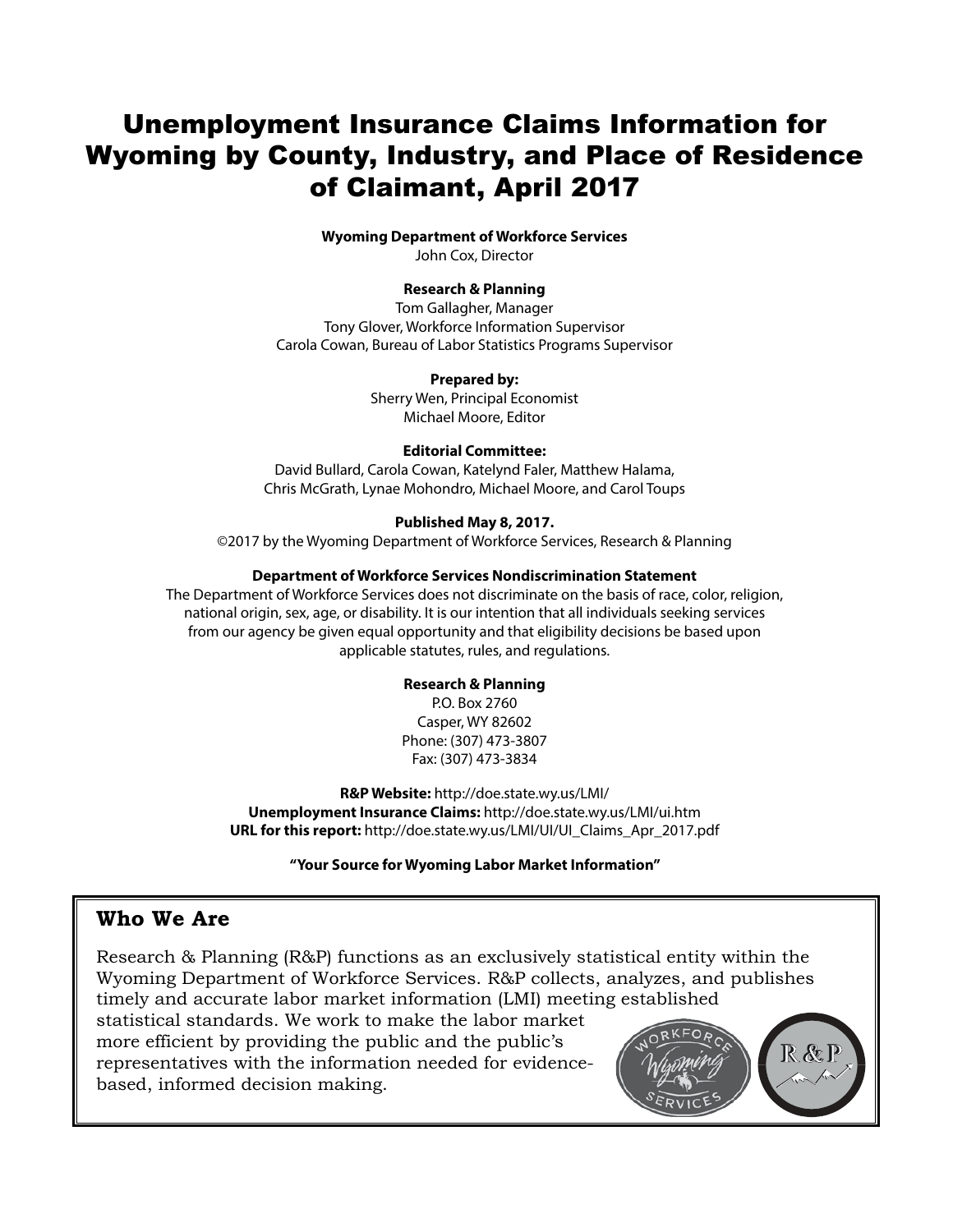# Unemployment Insurance Claims Information for Wyoming by County, Industry, and Place of Residence of Claimant, April 2017

**Wyoming Department of Workforce Services**
John Cox, Director

**Research & Planning**
Tom Gallagher, Manager
Tony Glover, Workforce Information Supervisor
Carola Cowan, Bureau of Labor Statistics Programs Supervisor

**Prepared by:**
Sherry Wen, Principal Economist
Michael Moore, Editor

**Editorial Committee:**
David Bullard, Carola Cowan, Katelynd Faler, Matthew Halama, Chris McGrath, Lynae Mohondro, Michael Moore, and Carol Toups

**Published May 8, 2017.**
©2017 by the Wyoming Department of Workforce Services, Research & Planning

**Department of Workforce Services Nondiscrimination Statement**
The Department of Workforce Services does not discriminate on the basis of race, color, religion, national origin, sex, age, or disability. It is our intention that all individuals seeking services from our agency be given equal opportunity and that eligibility decisions be based upon applicable statutes, rules, and regulations.

**Research & Planning**
P.O. Box 2760
Casper, WY 82602
Phone: (307) 473-3807
Fax: (307) 473-3834

**R&P Website:** http://doe.state.wy.us/LMI/
**Unemployment Insurance Claims:** http://doe.state.wy.us/LMI/ui.htm
**URL for this report:** http://doe.state.wy.us/LMI/UI/UI_Claims_Apr_2017.pdf

**"Your Source for Wyoming Labor Market Information"**

## Who We Are

Research & Planning (R&P) functions as an exclusively statistical entity within the Wyoming Department of Workforce Services. R&P collects, analyzes, and publishes timely and accurate labor market information (LMI) meeting established statistical standards. We work to make the labor market more efficient by providing the public and the public's representatives with the information needed for evidence-based, informed decision making.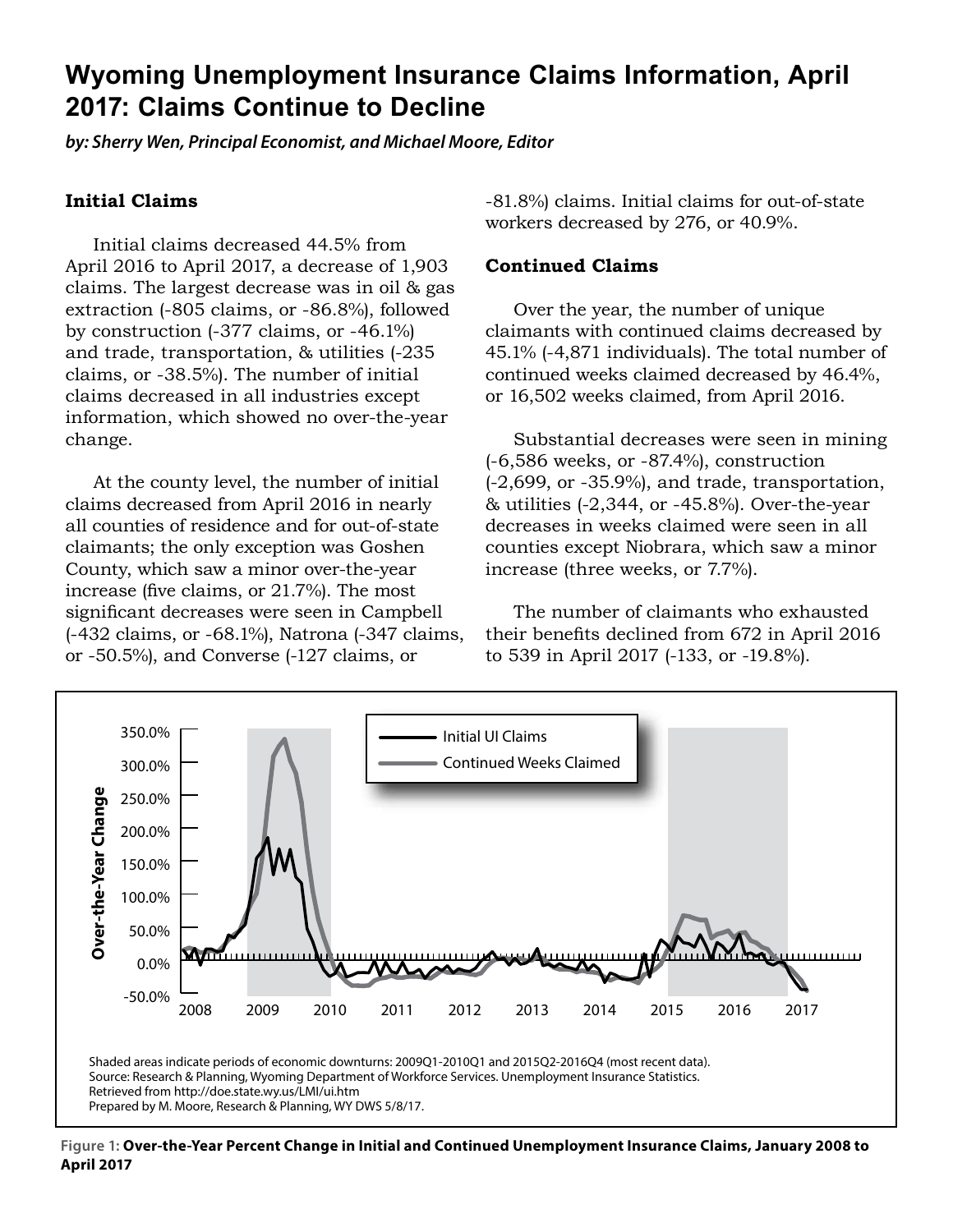# Wyoming Unemployment Insurance Claims Information, April 2017: Claims Continue to Decline

***by: Sherry Wen, Principal Economist, and Michael Moore, Editor***

### Initial Claims

Initial claims decreased 44.5% from April 2016 to April 2017, a decrease of 1,903 claims. The largest decrease was in oil & gas extraction (-805 claims, or -86.8%), followed by construction (-377 claims, or -46.1%) and trade, transportation, & utilities (-235 claims, or -38.5%). The number of initial claims decreased in all industries except information, which showed no over-the-year change.

At the county level, the number of initial claims decreased from April 2016 in nearly all counties of residence and for out-of-state claimants; the only exception was Goshen County, which saw a minor over-the-year increase (five claims, or 21.7%). The most significant decreases were seen in Campbell (-432 claims, or -68.1%), Natrona (-347 claims, or -50.5%), and Converse (-127 claims, or -81.8%) claims. Initial claims for out-of-state workers decreased by 276, or 40.9%.

### Continued Claims

Over the year, the number of unique claimants with continued claims decreased by 45.1% (-4,871 individuals). The total number of continued weeks claimed decreased by 46.4%, or 16,502 weeks claimed, from April 2016.

Substantial decreases were seen in mining (-6,586 weeks, or -87.4%), construction (-2,699, or -35.9%), and trade, transportation, & utilities (-2,344, or -45.8%). Over-the-year decreases in weeks claimed were seen in all counties except Niobrara, which saw a minor increase (three weeks, or 7.7%).

The number of claimants who exhausted their benefits declined from 672 in April 2016 to 539 in April 2017 (-133, or -19.8%).

Shaded areas indicate periods of economic downturns: 2009Q1-2010Q1 and 2015Q2-2016Q4 (most recent data).
Source: Research & Planning, Wyoming Department of Workforce Services. Unemployment Insurance Statistics.
Retrieved from http://doe.state.wy.us/LMI/ui.htm
Prepared by M. Moore, Research & Planning, WY DWS 5/8/17.

Figure 1: **Over-the-Year Percent Change in Initial and Continued Unemployment Insurance Claims, January 2008 to April 2017**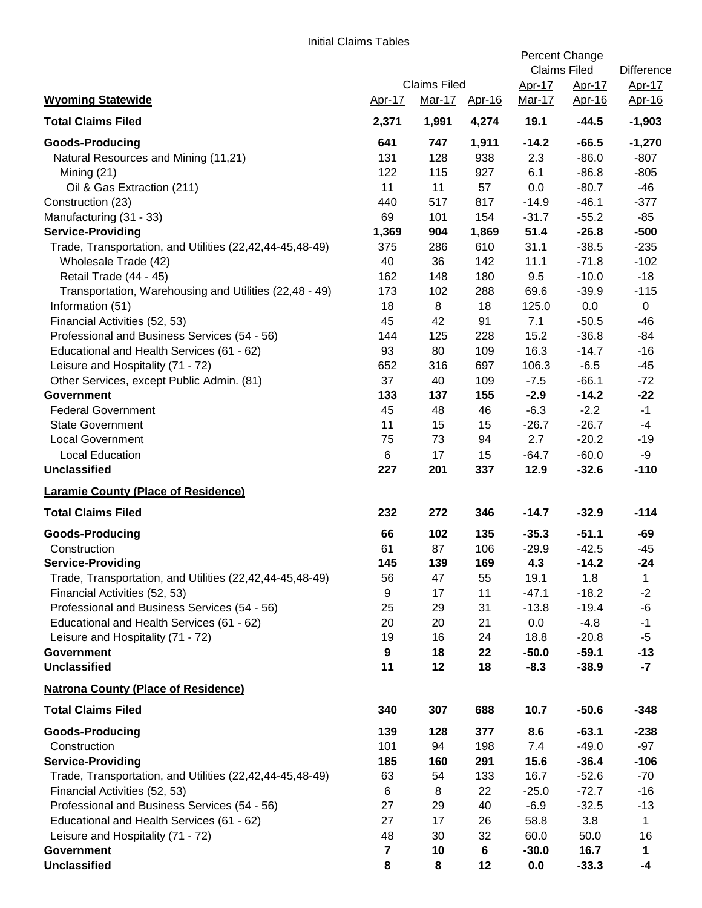Initial Claims Tables

| Wyoming Statewide | Claims Filed | | | Percent Change Claims Filed | | Difference |
|---|---|---|---|---|---|---|
| | Apr-17 | Mar-17 | Apr-16 | Apr-17 Mar-17 | Apr-17 Apr-16 | Apr-17 Apr-16 |
| **Total Claims Filed** | **2,371** | **1,991** | **4,274** | **19.1** | **-44.5** | **-1,903** |
| **Goods-Producing** | **641** | **747** | **1,911** | **-14.2** | **-66.5** | **-1,270** |
| Natural Resources and Mining (11,21) | 131 | 128 | 938 | 2.3 | -86.0 | -807 |
| Mining (21) | 122 | 115 | 927 | 6.1 | -86.8 | -805 |
| Oil & Gas Extraction (211) | 11 | 11 | 57 | 0.0 | -80.7 | -46 |
| Construction (23) | 440 | 517 | 817 | -14.9 | -46.1 | -377 |
| Manufacturing (31 - 33) | 69 | 101 | 154 | -31.7 | -55.2 | -85 |
| **Service-Providing** | **1,369** | **904** | **1,869** | **51.4** | **-26.8** | **-500** |
| Trade, Transportation, and Utilities (22,42,44-45,48-49) | 375 | 286 | 610 | 31.1 | -38.5 | -235 |
| Wholesale Trade (42) | 40 | 36 | 142 | 11.1 | -71.8 | -102 |
| Retail Trade (44 - 45) | 162 | 148 | 180 | 9.5 | -10.0 | -18 |
| Transportation, Warehousing and Utilities (22,48 - 49) | 173 | 102 | 288 | 69.6 | -39.9 | -115 |
| Information (51) | 18 | 8 | 18 | 125.0 | 0.0 | 0 |
| Financial Activities (52, 53) | 45 | 42 | 91 | 7.1 | -50.5 | -46 |
| Professional and Business Services (54 - 56) | 144 | 125 | 228 | 15.2 | -36.8 | -84 |
| Educational and Health Services (61 - 62) | 93 | 80 | 109 | 16.3 | -14.7 | -16 |
| Leisure and Hospitality (71 - 72) | 652 | 316 | 697 | 106.3 | -6.5 | -45 |
| Other Services, except Public Admin. (81) | 37 | 40 | 109 | -7.5 | -66.1 | -72 |
| **Government** | **133** | **137** | **155** | **-2.9** | **-14.2** | **-22** |
| Federal Government | 45 | 48 | 46 | -6.3 | -2.2 | -1 |
| State Government | 11 | 15 | 15 | -26.7 | -26.7 | -4 |
| Local Government | 75 | 73 | 94 | 2.7 | -20.2 | -19 |
| Local Education | 6 | 17 | 15 | -64.7 | -60.0 | -9 |
| **Unclassified** | **227** | **201** | **337** | **12.9** | **-32.6** | **-110** |
| **Laramie County (Place of Residence)** | | | | | | |
| **Total Claims Filed** | **232** | **272** | **346** | **-14.7** | **-32.9** | **-114** |
| **Goods-Producing** | **66** | **102** | **135** | **-35.3** | **-51.1** | **-69** |
| Construction | 61 | 87 | 106 | -29.9 | -42.5 | -45 |
| **Service-Providing** | **145** | **139** | **169** | **4.3** | **-14.2** | **-24** |
| Trade, Transportation, and Utilities (22,42,44-45,48-49) | 56 | 47 | 55 | 19.1 | 1.8 | 1 |
| Financial Activities (52, 53) | 9 | 17 | 11 | -47.1 | -18.2 | -2 |
| Professional and Business Services (54 - 56) | 25 | 29 | 31 | -13.8 | -19.4 | -6 |
| Educational and Health Services (61 - 62) | 20 | 20 | 21 | 0.0 | -4.8 | -1 |
| Leisure and Hospitality (71 - 72) | 19 | 16 | 24 | 18.8 | -20.8 | -5 |
| **Government** | **9** | **18** | **22** | **-50.0** | **-59.1** | **-13** |
| **Unclassified** | **11** | **12** | **18** | **-8.3** | **-38.9** | **-7** |
| **Natrona County (Place of Residence)** | | | | | | |
| **Total Claims Filed** | **340** | **307** | **688** | **10.7** | **-50.6** | **-348** |
| **Goods-Producing** | **139** | **128** | **377** | **8.6** | **-63.1** | **-238** |
| Construction | 101 | 94 | 198 | 7.4 | -49.0 | -97 |
| **Service-Providing** | **185** | **160** | **291** | **15.6** | **-36.4** | **-106** |
| Trade, Transportation, and Utilities (22,42,44-45,48-49) | 63 | 54 | 133 | 16.7 | -52.6 | -70 |
| Financial Activities (52, 53) | 6 | 8 | 22 | -25.0 | -72.7 | -16 |
| Professional and Business Services (54 - 56) | 27 | 29 | 40 | -6.9 | -32.5 | -13 |
| Educational and Health Services (61 - 62) | 27 | 17 | 26 | 58.8 | 3.8 | 1 |
| Leisure and Hospitality (71 - 72) | 48 | 30 | 32 | 60.0 | 50.0 | 16 |
| **Government** | **7** | **10** | **6** | **-30.0** | **16.7** | **1** |
| **Unclassified** | **8** | **8** | **12** | **0.0** | **-33.3** | **-4** |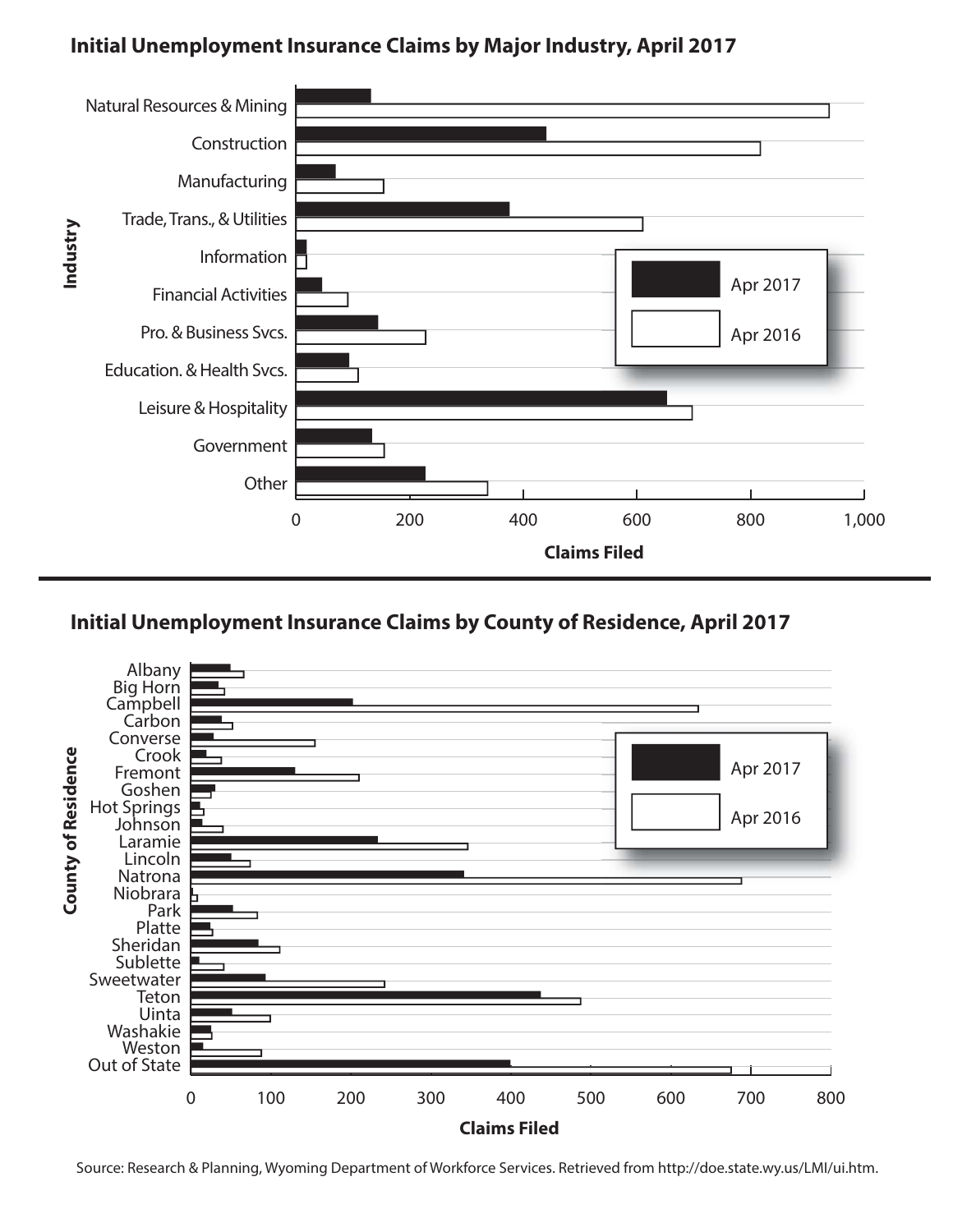## Initial Unemployment Insurance Claims by Major Industry, April 2017

## Initial Unemployment Insurance Claims by County of Residence, April 2017

Source: Research & Planning, Wyoming Department of Workforce Services. Retrieved from http://doe.state.wy.us/LMI/ui.htm.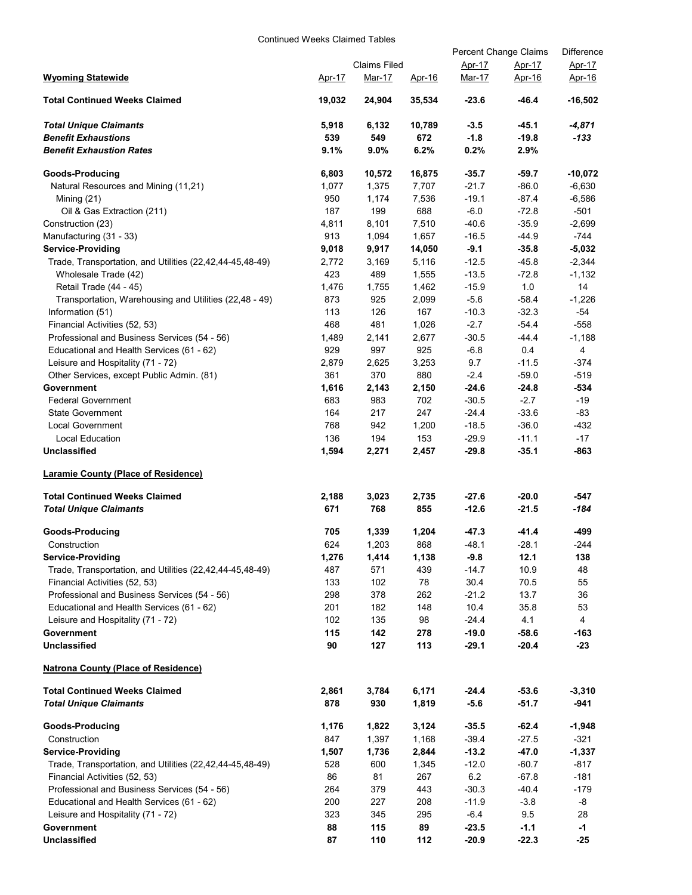Continued Weeks Claimed Tables

| Wyoming Statewide | Claims Filed Apr-17 | Claims Filed Mar-17 | Claims Filed Apr-16 | Percent Change Claims Apr-17 Mar-17 | Percent Change Claims Apr-17 Apr-16 | Difference Apr-17 Apr-16 |
|---|---|---|---|---|---|---|
| **Total Continued Weeks Claimed** | **19,032** | **24,904** | **35,534** | **-23.6** | **-46.4** | **-16,502** |
| ***Total Unique Claimants*** | **5,918** | **6,132** | **10,789** | **-3.5** | **-45.1** | ***-4,871*** |
| ***Benefit Exhaustions*** | **539** | **549** | **672** | **-1.8** | **-19.8** | ***-133*** |
| ***Benefit Exhaustion Rates*** | **9.1%** | **9.0%** | **6.2%** | **0.2%** | **2.9%** | |
| **Goods-Producing** | **6,803** | **10,572** | **16,875** | **-35.7** | **-59.7** | **-10,072** |
| Natural Resources and Mining (11,21) | 1,077 | 1,375 | 7,707 | -21.7 | -86.0 | -6,630 |
| Mining (21) | 950 | 1,174 | 7,536 | -19.1 | -87.4 | -6,586 |
| Oil & Gas Extraction (211) | 187 | 199 | 688 | -6.0 | -72.8 | -501 |
| Construction (23) | 4,811 | 8,101 | 7,510 | -40.6 | -35.9 | -2,699 |
| Manufacturing (31 - 33) | 913 | 1,094 | 1,657 | -16.5 | -44.9 | -744 |
| **Service-Providing** | **9,018** | **9,917** | **14,050** | **-9.1** | **-35.8** | **-5,032** |
| Trade, Transportation, and Utilities (22,42,44-45,48-49) | 2,772 | 3,169 | 5,116 | -12.5 | -45.8 | -2,344 |
| Wholesale Trade (42) | 423 | 489 | 1,555 | -13.5 | -72.8 | -1,132 |
| Retail Trade (44 - 45) | 1,476 | 1,755 | 1,462 | -15.9 | 1.0 | 14 |
| Transportation, Warehousing and Utilities (22,48 - 49) | 873 | 925 | 2,099 | -5.6 | -58.4 | -1,226 |
| Information (51) | 113 | 126 | 167 | -10.3 | -32.3 | -54 |
| Financial Activities (52, 53) | 468 | 481 | 1,026 | -2.7 | -54.4 | -558 |
| Professional and Business Services (54 - 56) | 1,489 | 2,141 | 2,677 | -30.5 | -44.4 | -1,188 |
| Educational and Health Services (61 - 62) | 929 | 997 | 925 | -6.8 | 0.4 | 4 |
| Leisure and Hospitality (71 - 72) | 2,879 | 2,625 | 3,253 | 9.7 | -11.5 | -374 |
| Other Services, except Public Admin. (81) | 361 | 370 | 880 | -2.4 | -59.0 | -519 |
| **Government** | **1,616** | **2,143** | **2,150** | **-24.6** | **-24.8** | **-534** |
| Federal Government | 683 | 983 | 702 | -30.5 | -2.7 | -19 |
| State Government | 164 | 217 | 247 | -24.4 | -33.6 | -83 |
| Local Government | 768 | 942 | 1,200 | -18.5 | -36.0 | -432 |
| Local Education | 136 | 194 | 153 | -29.9 | -11.1 | -17 |
| **Unclassified** | **1,594** | **2,271** | **2,457** | **-29.8** | **-35.1** | **-863** |
| **Laramie County (Place of Residence)** | | | | | | |
| **Total Continued Weeks Claimed** | **2,188** | **3,023** | **2,735** | **-27.6** | **-20.0** | **-547** |
| ***Total Unique Claimants*** | **671** | **768** | **855** | **-12.6** | **-21.5** | ***-184*** |
| **Goods-Producing** | **705** | **1,339** | **1,204** | **-47.3** | **-41.4** | **-499** |
| Construction | 624 | 1,203 | 868 | -48.1 | -28.1 | -244 |
| **Service-Providing** | **1,276** | **1,414** | **1,138** | **-9.8** | **12.1** | **138** |
| Trade, Transportation, and Utilities (22,42,44-45,48-49) | 487 | 571 | 439 | -14.7 | 10.9 | 48 |
| Financial Activities (52, 53) | 133 | 102 | 78 | 30.4 | 70.5 | 55 |
| Professional and Business Services (54 - 56) | 298 | 378 | 262 | -21.2 | 13.7 | 36 |
| Educational and Health Services (61 - 62) | 201 | 182 | 148 | 10.4 | 35.8 | 53 |
| Leisure and Hospitality (71 - 72) | 102 | 135 | 98 | -24.4 | 4.1 | 4 |
| **Government** | **115** | **142** | **278** | **-19.0** | **-58.6** | **-163** |
| **Unclassified** | **90** | **127** | **113** | **-29.1** | **-20.4** | **-23** |
| **Natrona County (Place of Residence)** | | | | | | |
| **Total Continued Weeks Claimed** | **2,861** | **3,784** | **6,171** | **-24.4** | **-53.6** | **-3,310** |
| ***Total Unique Claimants*** | **878** | **930** | **1,819** | **-5.6** | **-51.7** | **-941** |
| **Goods-Producing** | **1,176** | **1,822** | **3,124** | **-35.5** | **-62.4** | **-1,948** |
| Construction | 847 | 1,397 | 1,168 | -39.4 | -27.5 | -321 |
| **Service-Providing** | **1,507** | **1,736** | **2,844** | **-13.2** | **-47.0** | **-1,337** |
| Trade, Transportation, and Utilities (22,42,44-45,48-49) | 528 | 600 | 1,345 | -12.0 | -60.7 | -817 |
| Financial Activities (52, 53) | 86 | 81 | 267 | 6.2 | -67.8 | -181 |
| Professional and Business Services (54 - 56) | 264 | 379 | 443 | -30.3 | -40.4 | -179 |
| Educational and Health Services (61 - 62) | 200 | 227 | 208 | -11.9 | -3.8 | -8 |
| Leisure and Hospitality (71 - 72) | 323 | 345 | 295 | -6.4 | 9.5 | 28 |
| **Government** | **88** | **115** | **89** | **-23.5** | **-1.1** | **-1** |
| **Unclassified** | **87** | **110** | **112** | **-20.9** | **-22.3** | **-25** |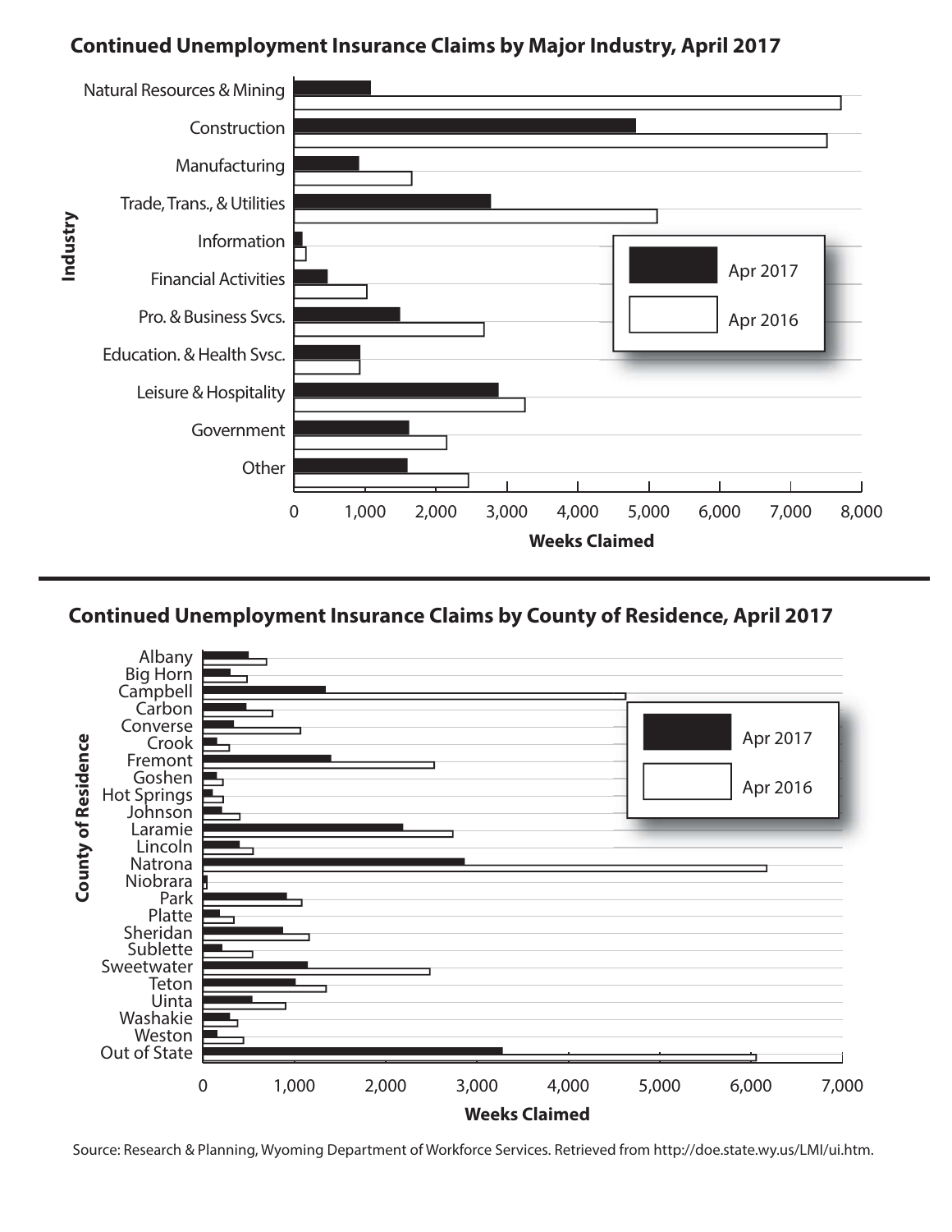## Continued Unemployment Insurance Claims by Major Industry, April 2017

Industry (y-axis): Natural Resources & Mining; Construction; Manufacturing; Trade, Trans., & Utilities; Information; Financial Activities; Pro. & Business Svcs.; Education. & Health Svsc.; Leisure & Hospitality; Government; Other

Weeks Claimed (x-axis): 0, 1,000, 2,000, 3,000, 4,000, 5,000, 6,000, 7,000, 8,000

Legend: Apr 2017; Apr 2016

## Continued Unemployment Insurance Claims by County of Residence, April 2017

County of Residence (y-axis): Albany; Big Horn; Campbell; Carbon; Converse; Crook; Fremont; Goshen; Hot Springs; Johnson; Laramie; Lincoln; Natrona; Niobrara; Park; Platte; Sheridan; Sublette; Sweetwater; Teton; Uinta; Washakie; Weston; Out of State

Weeks Claimed (x-axis): 0, 1,000, 2,000, 3,000, 4,000, 5,000, 6,000, 7,000

Legend: Apr 2017; Apr 2016

Source: Research & Planning, Wyoming Department of Workforce Services. Retrieved from http://doe.state.wy.us/LMI/ui.htm.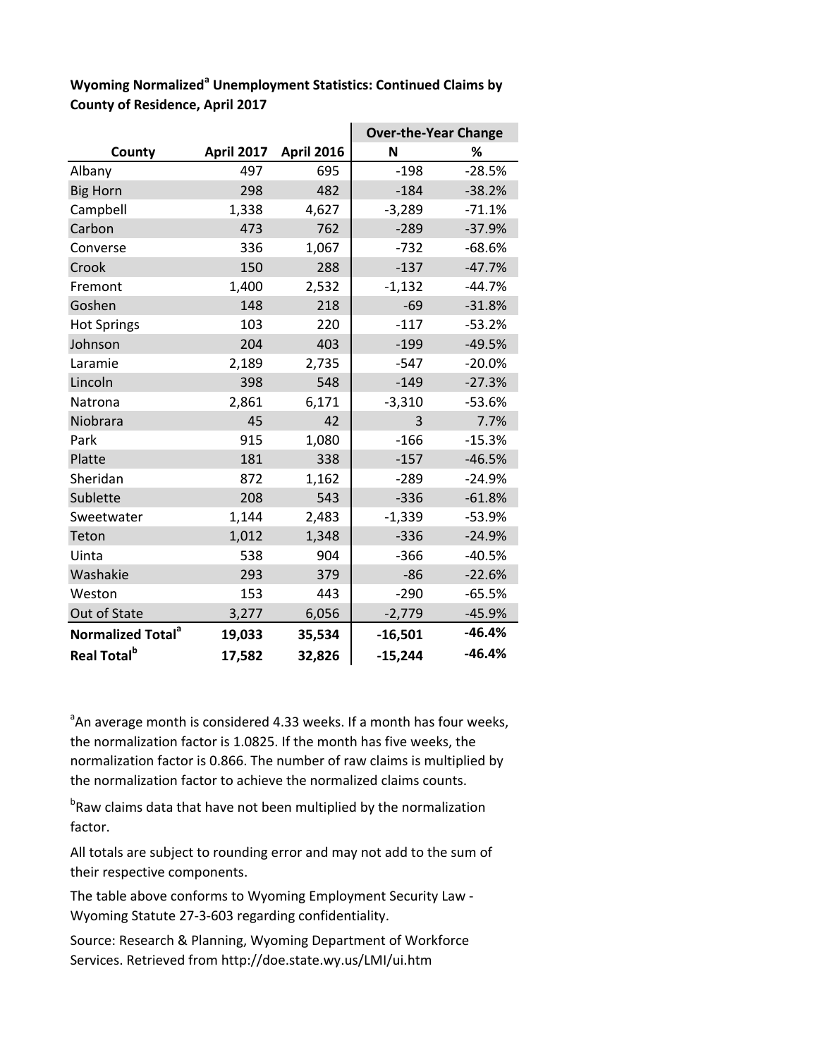**Wyoming Normalized[a] Unemployment Statistics: Continued Claims by County of Residence, April 2017**

| | | | Over-the-Year Change | |
|---|---|---|---|---|
| County | April 2017 | April 2016 | N | % |
| Albany | 497 | 695 | -198 | -28.5% |
| Big Horn | 298 | 482 | -184 | -38.2% |
| Campbell | 1,338 | 4,627 | -3,289 | -71.1% |
| Carbon | 473 | 762 | -289 | -37.9% |
| Converse | 336 | 1,067 | -732 | -68.6% |
| Crook | 150 | 288 | -137 | -47.7% |
| Fremont | 1,400 | 2,532 | -1,132 | -44.7% |
| Goshen | 148 | 218 | -69 | -31.8% |
| Hot Springs | 103 | 220 | -117 | -53.2% |
| Johnson | 204 | 403 | -199 | -49.5% |
| Laramie | 2,189 | 2,735 | -547 | -20.0% |
| Lincoln | 398 | 548 | -149 | -27.3% |
| Natrona | 2,861 | 6,171 | -3,310 | -53.6% |
| Niobrara | 45 | 42 | 3 | 7.7% |
| Park | 915 | 1,080 | -166 | -15.3% |
| Platte | 181 | 338 | -157 | -46.5% |
| Sheridan | 872 | 1,162 | -289 | -24.9% |
| Sublette | 208 | 543 | -336 | -61.8% |
| Sweetwater | 1,144 | 2,483 | -1,339 | -53.9% |
| Teton | 1,012 | 1,348 | -336 | -24.9% |
| Uinta | 538 | 904 | -366 | -40.5% |
| Washakie | 293 | 379 | -86 | -22.6% |
| Weston | 153 | 443 | -290 | -65.5% |
| Out of State | 3,277 | 6,056 | -2,779 | -45.9% |
| **Normalized Total[a]** | **19,033** | **35,534** | **-16,501** | **-46.4%** |
| **Real Total[b]** | **17,582** | **32,826** | **-15,244** | **-46.4%** |

[a]An average month is considered 4.33 weeks. If a month has four weeks, the normalization factor is 1.0825. If the month has five weeks, the normalization factor is 0.866. The number of raw claims is multiplied by the normalization factor to achieve the normalized claims counts.

[b]Raw claims data that have not been multiplied by the normalization factor.

All totals are subject to rounding error and may not add to the sum of their respective components.

The table above conforms to Wyoming Employment Security Law - Wyoming Statute 27-3-603 regarding confidentiality.

Source: Research & Planning, Wyoming Department of Workforce Services. Retrieved from http://doe.state.wy.us/LMI/ui.htm